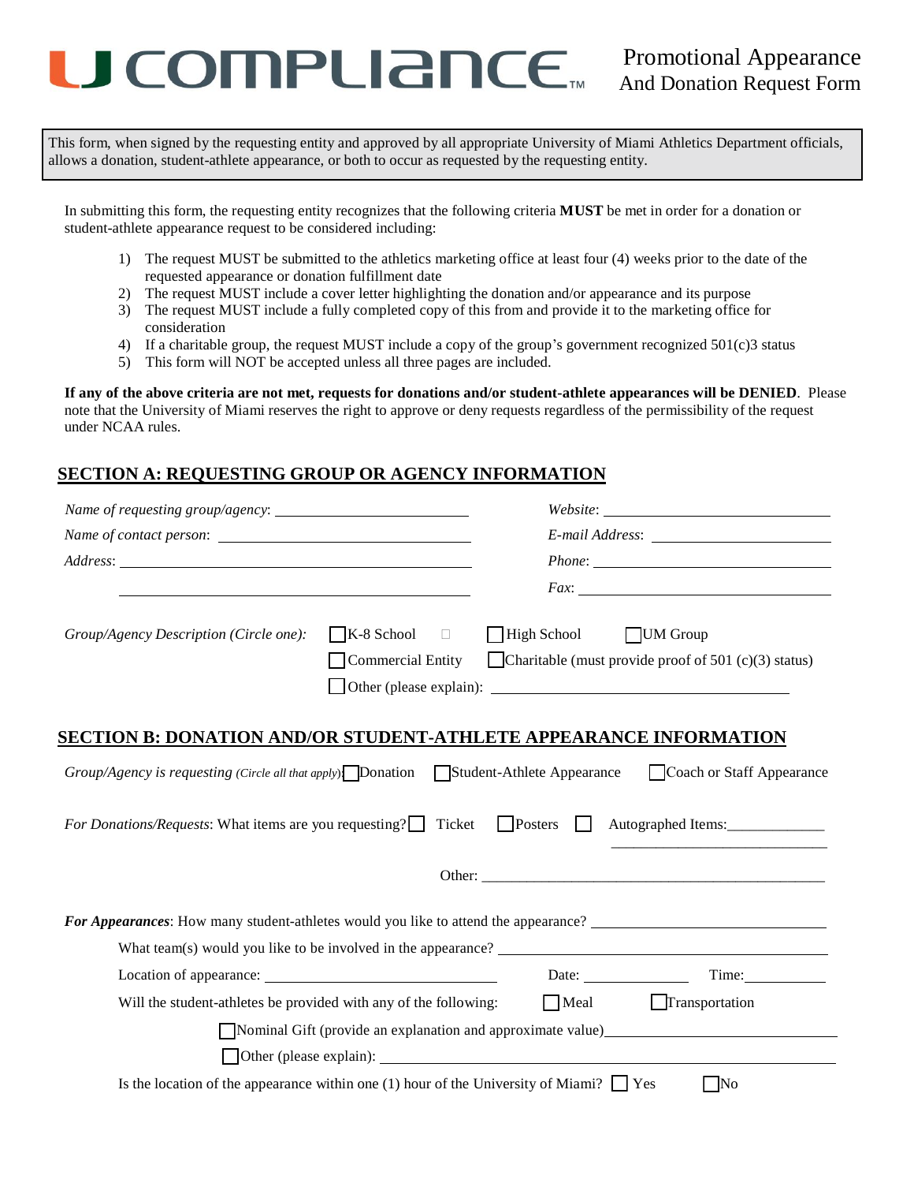# U COMPLIANCE™

## Promotional Appearance And Donation Request Form

This form, when signed by the requesting entity and approved by all appropriate University of Miami Athletics Department officials, allows a donation, student-athlete appearance, or both to occur as requested by the requesting entity.

In submitting this form, the requesting entity recognizes that the following criteria **MUST** be met in order for a donation or student-athlete appearance request to be considered including:

1) The request MUST be submitted to the athletics marketing office at least four (4) weeks prior to the date of the requested appearance or donation fulfillment date
2) The request MUST include a cover letter highlighting the donation and/or appearance and its purpose
3) The request MUST include a fully completed copy of this from and provide it to the marketing office for consideration
4) If a charitable group, the request MUST include a copy of the group's government recognized 501(c)3 status
5) This form will NOT be accepted unless all three pages are included.

**If any of the above criteria are not met, requests for donations and/or student-athlete appearances will be DENIED**. Please note that the University of Miami reserves the right to approve or deny requests regardless of the permissibility of the request under NCAA rules.

## SECTION A: REQUESTING GROUP OR AGENCY INFORMATION

*Name of requesting group/agency*: ______________________

*Website*: ______________________

*Name of contact person*: ______________________

*E-mail Address*: ______________________

*Address*: ______________________

______________________

*Phone*: ______________________

*Fax*: ______________________

*Group/Agency Description (Circle one):* ☐ K-8 School ☐ High School ☐ UM Group
☐ Commercial Entity ☐ Charitable (must provide proof of 501 (c)(3) status)
☐ Other (please explain): ______________________

## SECTION B: DONATION AND/OR STUDENT-ATHLETE APPEARANCE INFORMATION

*Group/Agency is requesting (Circle all that apply)* ☐ Donation ☐ Student-Athlete Appearance ☐ Coach or Staff Appearance

*For Donations/Requests*: What items are you requesting? ☐ Ticket ☐ Posters ☐ Autographed Items: ______________________

Other: ______________________

***For Appearances***: How many student-athletes would you like to attend the appearance? ______________________

What team(s) would you like to be involved in the appearance? ______________________

Location of appearance: ______________________ Date: __________ Time: __________

Will the student-athletes be provided with any of the following: ☐ Meal ☐ Transportation

☐ Nominal Gift (provide an explanation and approximate value) ______________________

☐ Other (please explain): ______________________

Is the location of the appearance within one (1) hour of the University of Miami? ☐ Yes ☐ No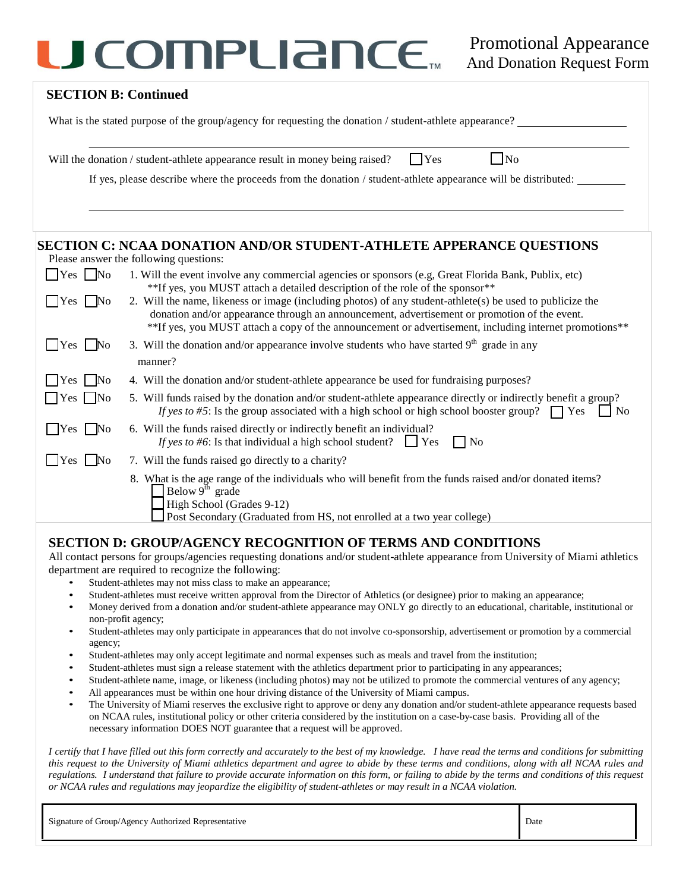# U COMPLIANCE™

Promotional Appearance And Donation Request Form

**SECTION B: Continued**

What is the stated purpose of the group/agency for requesting the donation / student-athlete appearance? ____________________

______________________________________________________________________________

Will the donation / student-athlete appearance result in money being raised? ☐ Yes ☐ No

If yes, please describe where the proceeds from the donation / student-athlete appearance will be distributed: __________

______________________________________________________________________________

## SECTION C: NCAA DONATION AND/OR STUDENT-ATHLETE APPERANCE QUESTIONS

Please answer the following questions:

☐ Yes ☐ No 1. Will the event involve any commercial agencies or sponsors (e.g, Great Florida Bank, Publix, etc)
**If yes, you MUST attach a detailed description of the role of the sponsor**

☐ Yes ☐ No 2. Will the name, likeness or image (including photos) of any student-athlete(s) be used to publicize the donation and/or appearance through an announcement, advertisement or promotion of the event.
**If yes, you MUST attach a copy of the announcement or advertisement, including internet promotions**

☐ Yes ☐ No 3. Will the donation and/or appearance involve students who have started 9th grade in any manner?

☐ Yes ☐ No 4. Will the donation and/or student-athlete appearance be used for fundraising purposes?

☐ Yes ☐ No 5. Will funds raised by the donation and/or student-athlete appearance directly or indirectly benefit a group?
*If yes to #5*: Is the group associated with a high school or high school booster group? ☐ Yes ☐ No

☐ Yes ☐ No 6. Will the funds raised directly or indirectly benefit an individual?
*If yes to #6*: Is that individual a high school student? ☐ Yes ☐ No

☐ Yes ☐ No 7. Will the funds raised go directly to a charity?

8. What is the age range of the individuals who will benefit from the funds raised and/or donated items?
☐ Below 9th grade
☐ High School (Grades 9-12)
☐ Post Secondary (Graduated from HS, not enrolled at a two year college)

## SECTION D: GROUP/AGENCY RECOGNITION OF TERMS AND CONDITIONS

All contact persons for groups/agencies requesting donations and/or student-athlete appearance from University of Miami athletics department are required to recognize the following:

- Student-athletes may not miss class to make an appearance;
- Student-athletes must receive written approval from the Director of Athletics (or designee) prior to making an appearance;
- Money derived from a donation and/or student-athlete appearance may ONLY go directly to an educational, charitable, institutional or non-profit agency;
- Student-athletes may only participate in appearances that do not involve co-sponsorship, advertisement or promotion by a commercial agency;
- Student-athletes may only accept legitimate and normal expenses such as meals and travel from the institution;
- Student-athletes must sign a release statement with the athletics department prior to participating in any appearances;
- Student-athlete name, image, or likeness (including photos) may not be utilized to promote the commercial ventures of any agency;
- All appearances must be within one hour driving distance of the University of Miami campus.
- The University of Miami reserves the exclusive right to approve or deny any donation and/or student-athlete appearance requests based on NCAA rules, institutional policy or other criteria considered by the institution on a case-by-case basis. Providing all of the necessary information DOES NOT guarantee that a request will be approved.

*I certify that I have filled out this form correctly and accurately to the best of my knowledge. I have read the terms and conditions for submitting this request to the University of Miami athletics department and agree to abide by these terms and conditions, along with all NCAA rules and regulations. I understand that failure to provide accurate information on this form, or failing to abide by the terms and conditions of this request or NCAA rules and regulations may jeopardize the eligibility of student-athletes or may result in a NCAA violation.*

| Signature of Group/Agency Authorized Representative | Date |
|---|---|
| | |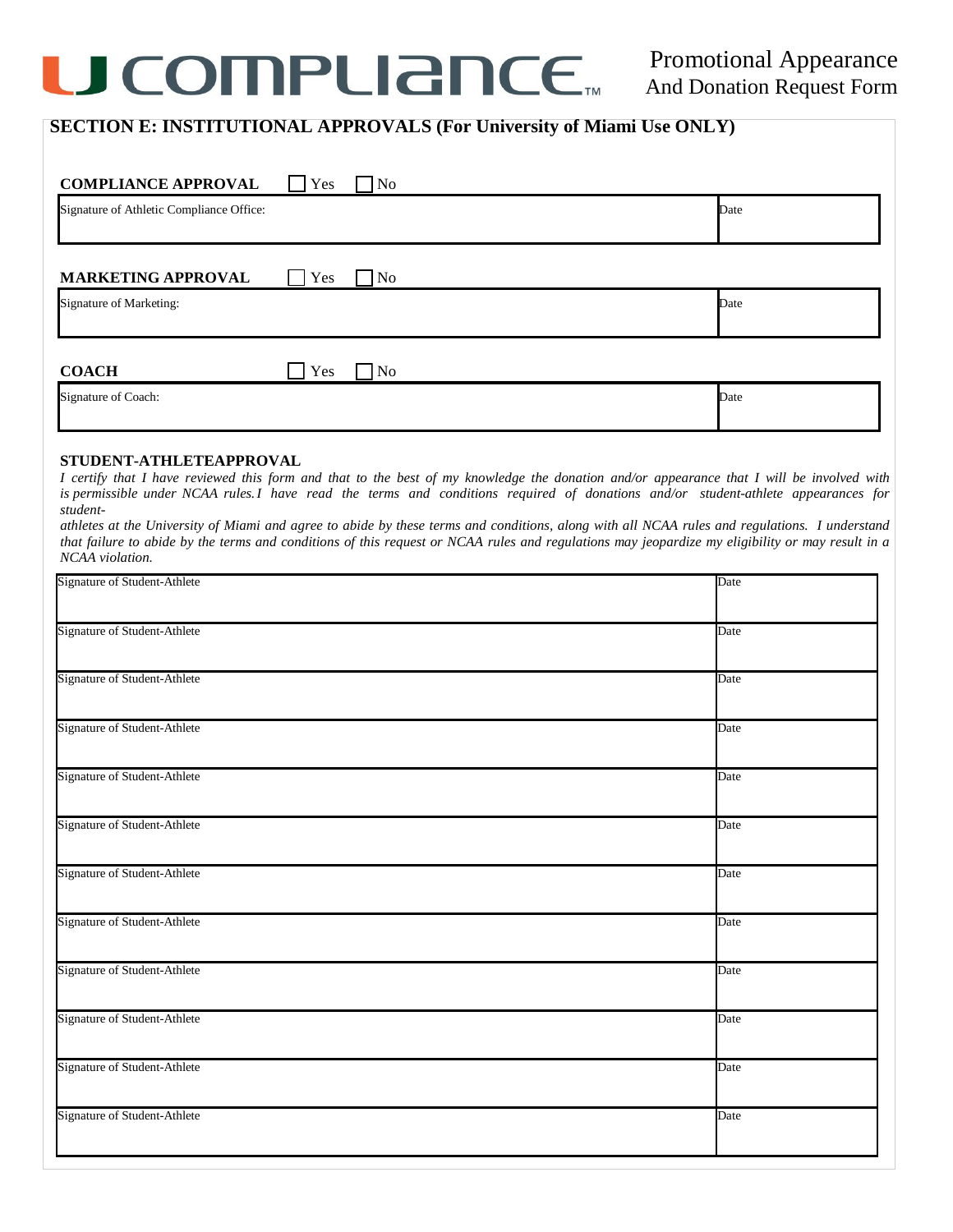U COMPLIANCE™

Promotional Appearance And Donation Request Form

## SECTION E: INSTITUTIONAL APPROVALS (For University of Miami Use ONLY)

**COMPLIANCE APPROVAL** ☐ Yes ☐ No

| Signature of Athletic Compliance Office: | Date |
|---|---|
| | |

**MARKETING APPROVAL** ☐ Yes ☐ No

| Signature of Marketing: | Date |
|---|---|
| | |

**COACH** ☐ Yes ☐ No

| Signature of Coach: | Date |
|---|---|
| | |

**STUDENT-ATHLETEAPPROVAL**

*I certify that I have reviewed this form and that to the best of my knowledge the donation and/or appearance that I will be involved with is permissible under NCAA rules. I have read the terms and conditions required of donations and/or student-athlete appearances for student-athletes at the University of Miami and agree to abide by these terms and conditions, along with all NCAA rules and regulations. I understand that failure to abide by the terms and conditions of this request or NCAA rules and regulations may jeopardize my eligibility or may result in a NCAA violation.*

| Signature of Student-Athlete | Date |
|---|---|
| Signature of Student-Athlete | Date |
| Signature of Student-Athlete | Date |
| Signature of Student-Athlete | Date |
| Signature of Student-Athlete | Date |
| Signature of Student-Athlete | Date |
| Signature of Student-Athlete | Date |
| Signature of Student-Athlete | Date |
| Signature of Student-Athlete | Date |
| Signature of Student-Athlete | Date |
| Signature of Student-Athlete | Date |
| Signature of Student-Athlete | Date |